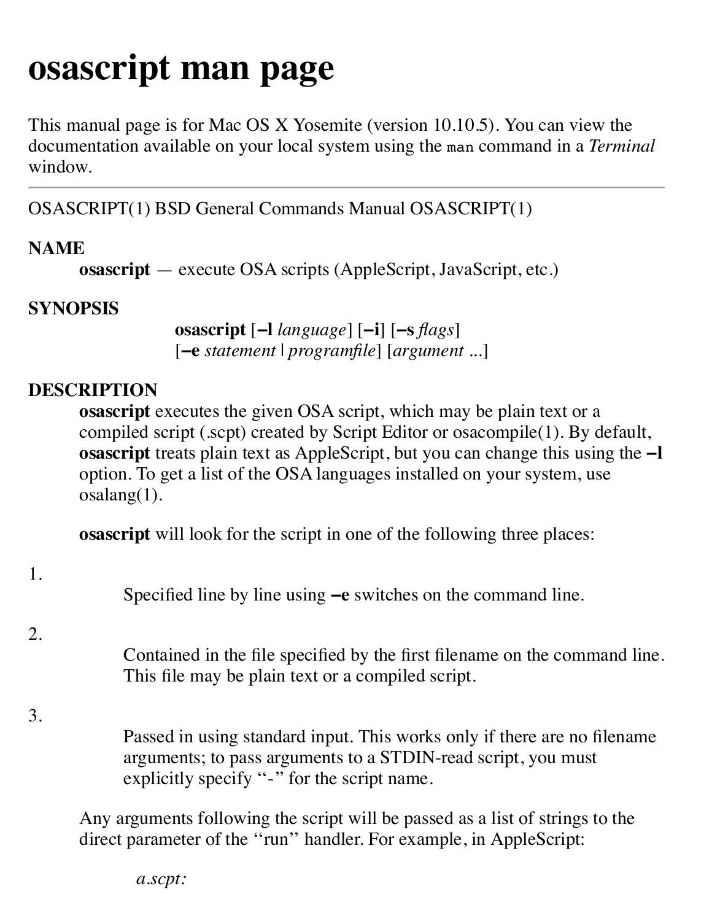# osascript man page

This manual page is for Mac OS X Yosemite (version 10.10.5). You can view the documentation available on your local system using the `man` command in a *Terminal* window.

---

OSASCRIPT(1) BSD General Commands Manual OSASCRIPT(1)

## NAME

**osascript** — execute OSA scripts (AppleScript, JavaScript, etc.)

## SYNOPSIS

**osascript** [**−l** *language*] [**−i**] [**−s** *flags*]
[**−e** *statement* | *programfile*] [*argument ...*]

## DESCRIPTION

**osascript** executes the given OSA script, which may be plain text or a compiled script (.scpt) created by Script Editor or osacompile(1). By default, **osascript** treats plain text as AppleScript, but you can change this using the **−l** option. To get a list of the OSA languages installed on your system, use osalang(1).

**osascript** will look for the script in one of the following three places:

1. Specified line by line using **−e** switches on the command line.

2. Contained in the file specified by the first filename on the command line. This file may be plain text or a compiled script.

3. Passed in using standard input. This works only if there are no filename arguments; to pass arguments to a STDIN-read script, you must explicitly specify ‘‘-’’ for the script name.

Any arguments following the script will be passed as a list of strings to the direct parameter of the ‘‘run’’ handler. For example, in AppleScript:

*a.scpt:*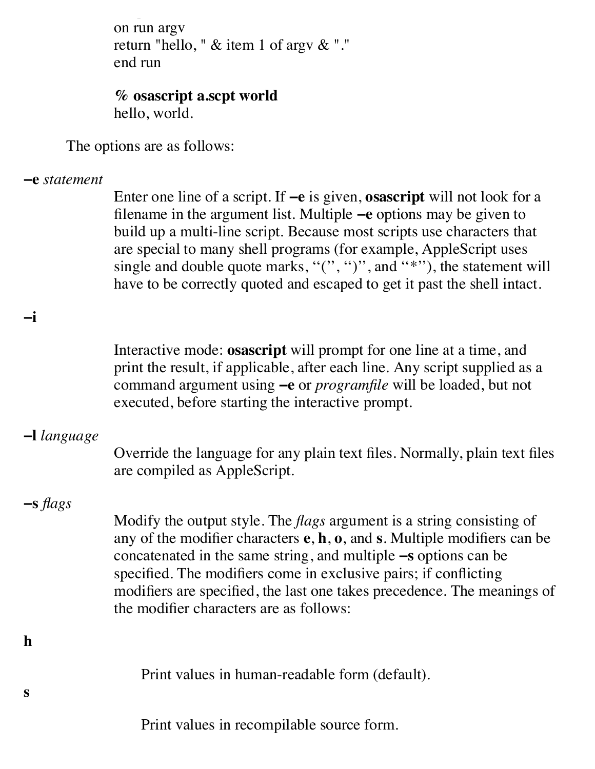```
on run argv
return "hello, " & item 1 of argv & "."
end run
```

**% osascript a.scpt world**
hello, world.

The options are as follows:

**–e** *statement*

Enter one line of a script. If **–e** is given, **osascript** will not look for a filename in the argument list. Multiple **–e** options may be given to build up a multi-line script. Because most scripts use characters that are special to many shell programs (for example, AppleScript uses single and double quote marks, ‘‘(’’, ‘‘)’’, and ‘‘*’’), the statement will have to be correctly quoted and escaped to get it past the shell intact.

**–i**

Interactive mode: **osascript** will prompt for one line at a time, and print the result, if applicable, after each line. Any script supplied as a command argument using **–e** or *programfile* will be loaded, but not executed, before starting the interactive prompt.

**–l** *language*

Override the language for any plain text files. Normally, plain text files are compiled as AppleScript.

**–s** *flags*

Modify the output style. The *flags* argument is a string consisting of any of the modifier characters **e**, **h**, **o**, and **s**. Multiple modifiers can be concatenated in the same string, and multiple **–s** options can be specified. The modifiers come in exclusive pairs; if conflicting modifiers are specified, the last one takes precedence. The meanings of the modifier characters are as follows:

**h**

Print values in human-readable form (default).

**s**

Print values in recompilable source form.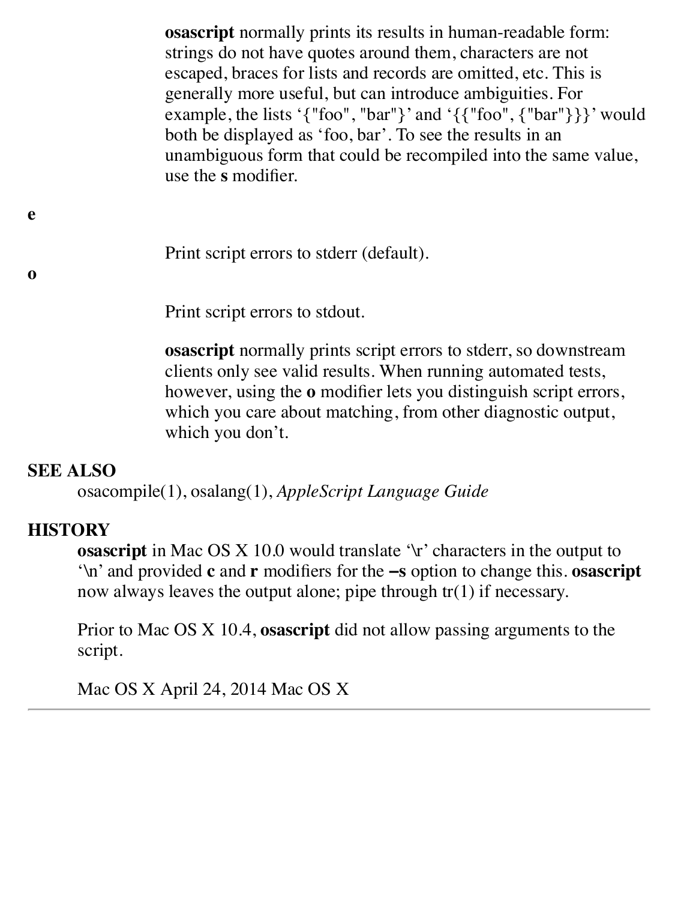**osascript** normally prints its results in human-readable form: strings do not have quotes around them, characters are not escaped, braces for lists and records are omitted, etc. This is generally more useful, but can introduce ambiguities. For example, the lists ‘{"foo", "bar"}’ and ‘{{"foo", {"bar"}}}’ would both be displayed as ‘foo, bar’. To see the results in an unambiguous form that could be recompiled into the same value, use the **s** modifier.

**e**

Print script errors to stderr (default).

**o**

Print script errors to stdout.

**osascript** normally prints script errors to stderr, so downstream clients only see valid results. When running automated tests, however, using the **o** modifier lets you distinguish script errors, which you care about matching, from other diagnostic output, which you don’t.

## SEE ALSO

osacompile(1), osalang(1), *AppleScript Language Guide*

## HISTORY

**osascript** in Mac OS X 10.0 would translate ‘\r’ characters in the output to ‘\n’ and provided **c** and **r** modifiers for the **–s** option to change this. **osascript** now always leaves the output alone; pipe through tr(1) if necessary.

Prior to Mac OS X 10.4, **osascript** did not allow passing arguments to the script.

Mac OS X April 24, 2014 Mac OS X